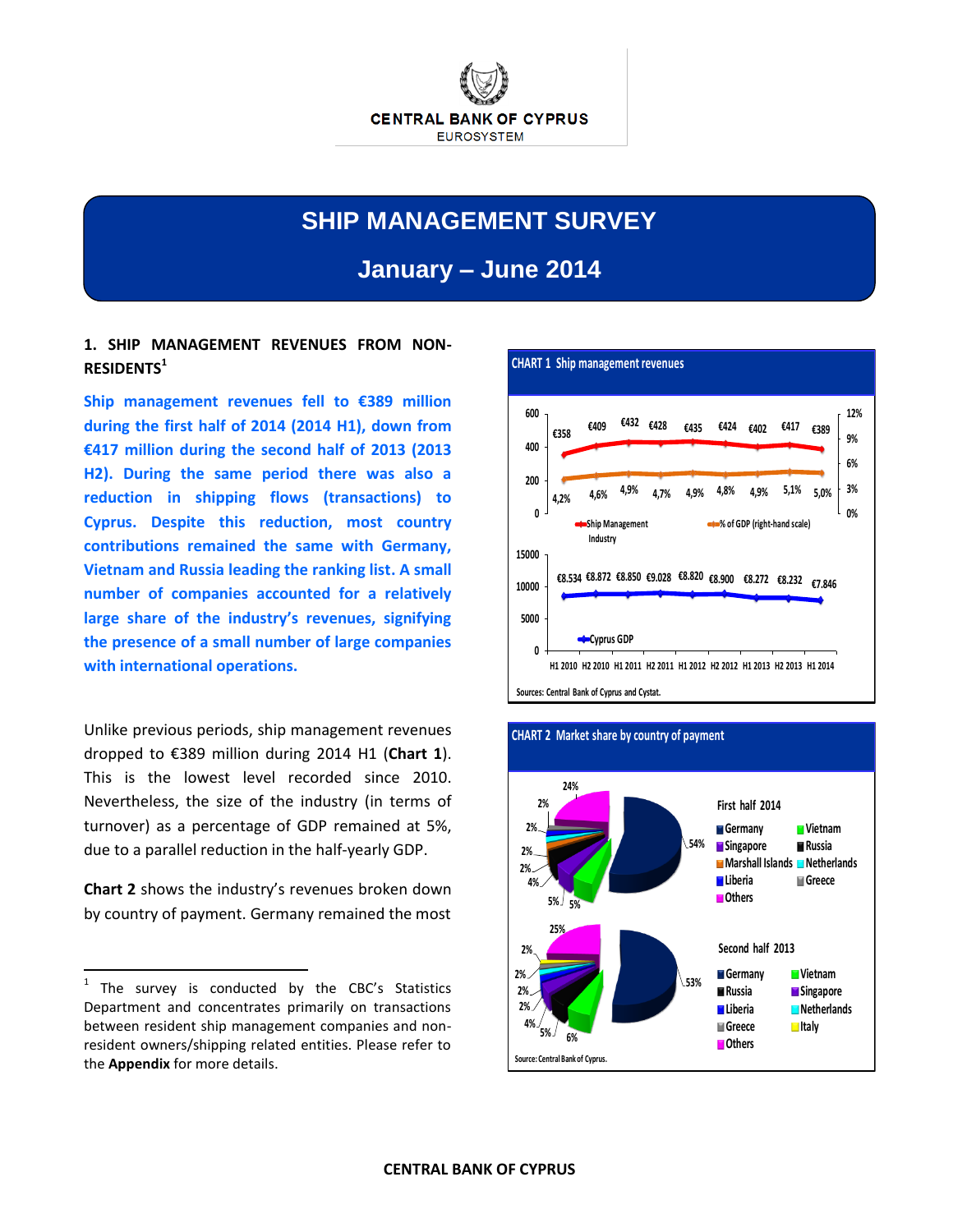CENTRAL BANK OF CYPRUS
EUROSYSTEM

# SHIP MANAGEMENT SURVEY

## January – June 2014

### 1. SHIP MANAGEMENT REVENUES FROM NON-RESIDENTS[1]

**Ship management revenues fell to €389 million during the first half of 2014 (2014 H1), down from €417 million during the second half of 2013 (2013 H2). During the same period there was also a reduction in shipping flows (transactions) to Cyprus. Despite this reduction, most country contributions remained the same with Germany, Vietnam and Russia leading the ranking list. A small number of companies accounted for a relatively large share of the industry's revenues, signifying the presence of a small number of large companies with international operations.**

Unlike previous periods, ship management revenues dropped to €389 million during 2014 H1 (**Chart 1**). This is the lowest level recorded since 2010. Nevertheless, the size of the industry (in terms of turnover) as a percentage of GDP remained at 5%, due to a parallel reduction in the half-yearly GDP.

**Chart 2** shows the industry's revenues broken down by country of payment. Germany remained the most

**CHART 1 Ship management revenues**

| | H1 2010 | H2 2010 | H1 2011 | H2 2011 | H1 2012 | H2 2012 | H1 2013 | H2 2013 | H1 2014 |
|---|---|---|---|---|---|---|---|---|---|
| Ship Management Industry | €358 | €409 | €432 | €428 | €435 | €424 | €402 | €417 | €389 |
| % of GDP (right-hand scale) | 4,2% | 4,6% | 4,9% | 4,7% | 4,9% | 4,8% | 4,9% | 5,1% | 5,0% |
| Cyprus GDP | €8.534 | €8.872 | €8.850 | €9.028 | €8.820 | €8.900 | €8.272 | €8.232 | €7.846 |

Sources: Central Bank of Cyprus and Cystat.

**CHART 2 Market share by country of payment**

First half 2014: Germany 54%, Others 24%, Vietnam 6%, Singapore 5%, Russia 5%, Marshall Islands 4%, Netherlands 2%, Liberia 2%, Greece 2%, 2%

Second half 2013: Germany 53%, Others 25%, Vietnam 6%, Russia 5%, Singapore 4%, Liberia 2%, Netherlands 2%, Greece 2%, Italy 2%

Source: Central Bank of Cyprus.

---

[1] The survey is conducted by the CBC's Statistics Department and concentrates primarily on transactions between resident ship management companies and non-resident owners/shipping related entities. Please refer to the **Appendix** for more details.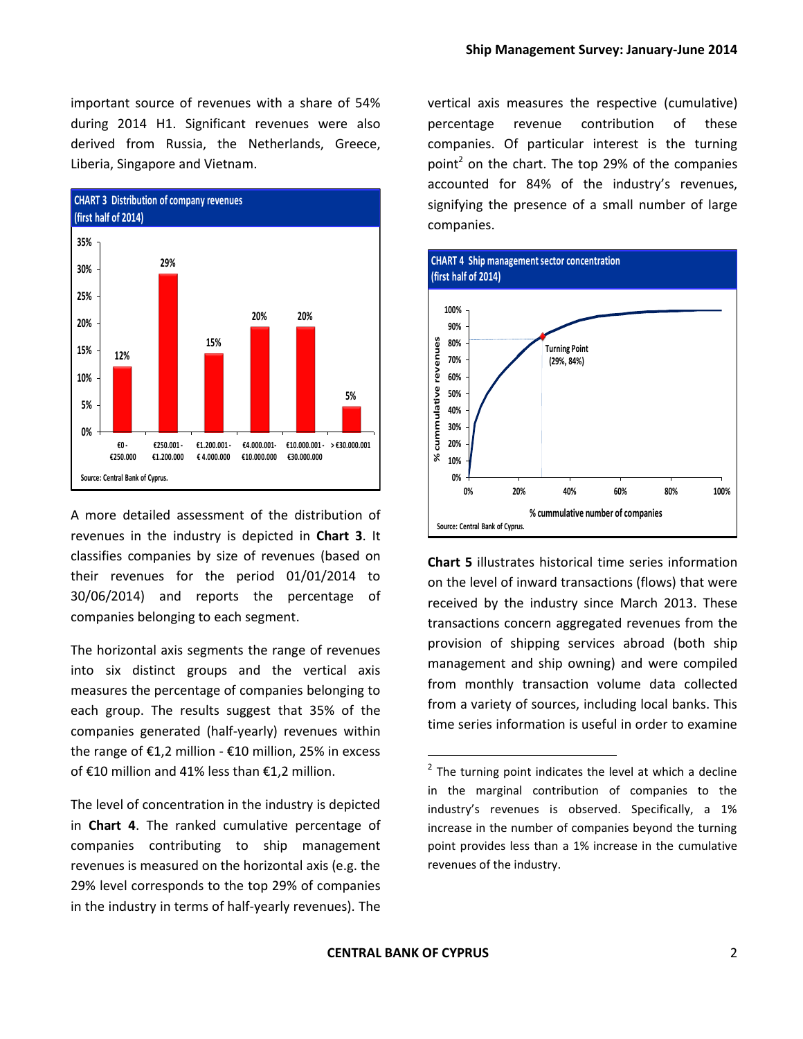important source of revenues with a share of 54% during 2014 H1. Significant revenues were also derived from Russia, the Netherlands, Greece, Liberia, Singapore and Vietnam.

**CHART 3 Distribution of company revenues (first half of 2014)**

| Revenue range | Share of companies |
|---|---|
| €0 - €250.000 | 12% |
| €250.001 - €1.200.000 | 29% |
| €1.200.001 - € 4.000.000 | 15% |
| €4.000.001- €10.000.000 | 20% |
| €10.000.001 - €30.000.000 | 20% |
| > €30.000.001 | 5% |

Source: Central Bank of Cyprus.

A more detailed assessment of the distribution of revenues in the industry is depicted in **Chart 3**. It classifies companies by size of revenues (based on their revenues for the period 01/01/2014 to 30/06/2014) and reports the percentage of companies belonging to each segment.

The horizontal axis segments the range of revenues into six distinct groups and the vertical axis measures the percentage of companies belonging to each group. The results suggest that 35% of the companies generated (half-yearly) revenues within the range of €1,2 million - €10 million, 25% in excess of €10 million and 41% less than €1,2 million.

The level of concentration in the industry is depicted in **Chart 4**. The ranked cumulative percentage of companies contributing to ship management revenues is measured on the horizontal axis (e.g. the 29% level corresponds to the top 29% of companies in the industry in terms of half-yearly revenues). The vertical axis measures the respective (cumulative) percentage revenue contribution of these companies. Of particular interest is the turning point[2] on the chart. The top 29% of the companies accounted for 84% of the industry's revenues, signifying the presence of a small number of large companies.

**CHART 4 Ship management sector concentration (first half of 2014)**

Turning Point (29%, 84%)

% cummulative revenues (vertical axis); % cummulative number of companies (horizontal axis)

Source: Central Bank of Cyprus.

**Chart 5** illustrates historical time series information on the level of inward transactions (flows) that were received by the industry since March 2013. These transactions concern aggregated revenues from the provision of shipping services abroad (both ship management and ship owning) and were compiled from monthly transaction volume data collected from a variety of sources, including local banks. This time series information is useful in order to examine

---

[2] The turning point indicates the level at which a decline in the marginal contribution of companies to the industry's revenues is observed. Specifically, a 1% increase in the number of companies beyond the turning point provides less than a 1% increase in the cumulative revenues of the industry.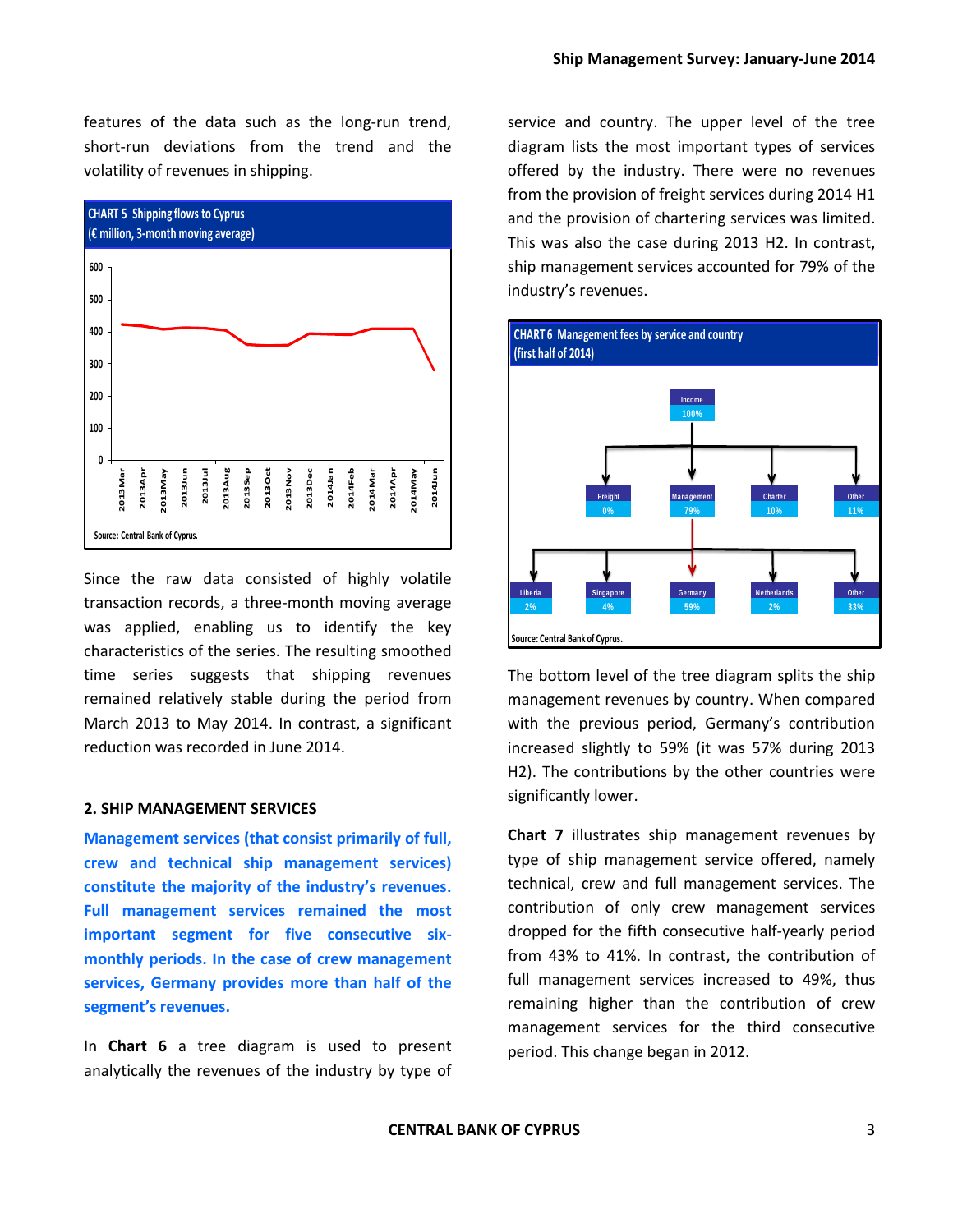features of the data such as the long-run trend, short-run deviations from the trend and the volatility of revenues in shipping.

**CHART 5 Shipping flows to Cyprus**
**(€ million, 3-month moving average)**

Source: Central Bank of Cyprus.

Since the raw data consisted of highly volatile transaction records, a three-month moving average was applied, enabling us to identify the key characteristics of the series. The resulting smoothed time series suggests that shipping revenues remained relatively stable during the period from March 2013 to May 2014. In contrast, a significant reduction was recorded in June 2014.

## 2. SHIP MANAGEMENT SERVICES

**Management services (that consist primarily of full, crew and technical ship management services) constitute the majority of the industry's revenues. Full management services remained the most important segment for five consecutive six-monthly periods. In the case of crew management services, Germany provides more than half of the segment's revenues.**

In **Chart 6** a tree diagram is used to present analytically the revenues of the industry by type of service and country. The upper level of the tree diagram lists the most important types of services offered by the industry. There were no revenues from the provision of freight services during 2014 H1 and the provision of chartering services was limited. This was also the case during 2013 H2. In contrast, ship management services accounted for 79% of the industry's revenues.

**CHART 6 Management fees by service and country**
**(first half of 2014)**

- Income 100%
  - Freight 0%
  - Management 79%
    - Liberia 2%
    - Singapore 4%
    - Germany 59%
    - Netherlands 2%
    - Other 33%
  - Charter 10%
  - Other 11%

Source: Central Bank of Cyprus.

The bottom level of the tree diagram splits the ship management revenues by country. When compared with the previous period, Germany's contribution increased slightly to 59% (it was 57% during 2013 H2). The contributions by the other countries were significantly lower.

**Chart 7** illustrates ship management revenues by type of ship management service offered, namely technical, crew and full management services. The contribution of only crew management services dropped for the fifth consecutive half-yearly period from 43% to 41%. In contrast, the contribution of full management services increased to 49%, thus remaining higher than the contribution of crew management services for the third consecutive period. This change began in 2012.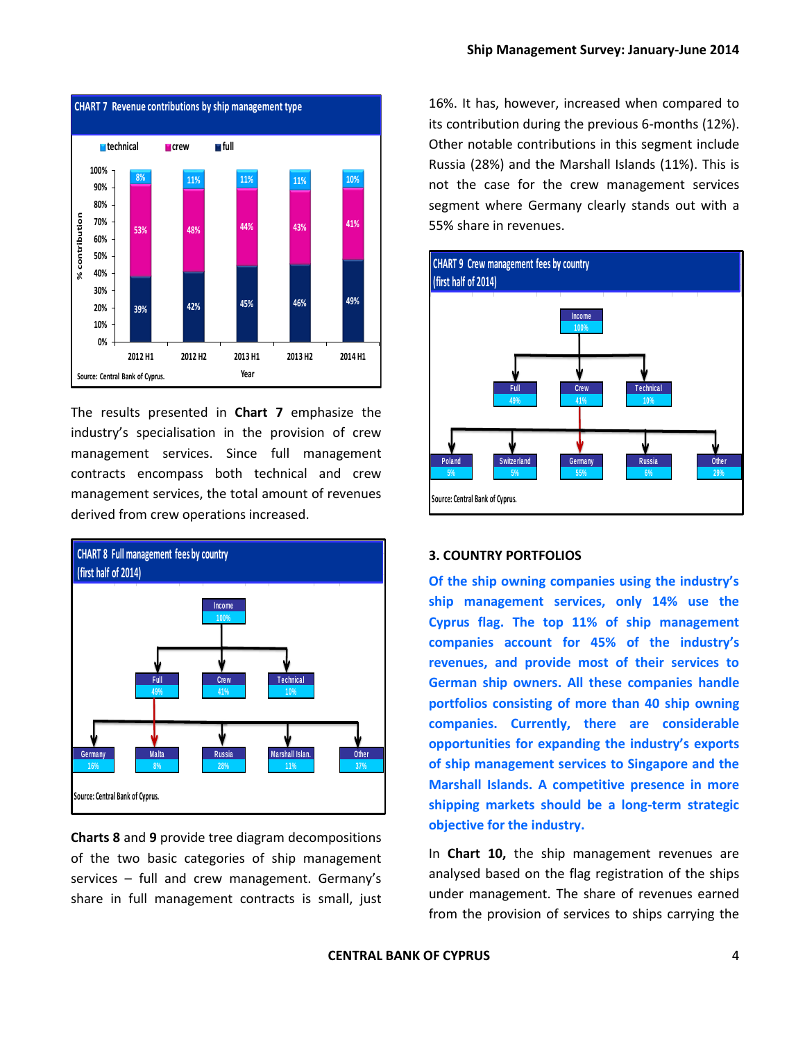CHART 7 Revenue contributions by ship management type

| Year | technical | crew | full |
|---|---|---|---|
| 2012 H1 | 8% | 53% | 39% |
| 2012 H2 | 11% | 48% | 42% |
| 2013 H1 | 11% | 44% | 45% |
| 2013 H2 | 11% | 43% | 46% |
| 2014 H1 | 10% | 41% | 49% |

Source: Central Bank of Cyprus.

The results presented in **Chart 7** emphasize the industry's specialisation in the provision of crew management services. Since full management contracts encompass both technical and crew management services, the total amount of revenues derived from crew operations increased.

CHART 8 Full management fees by country (first half of 2014)

Income 100%

- Full 49%
  - Germany 16%
  - Malta 8%
  - Russia 28%
  - Marshall Islan. 11%
  - Other 37%
- Crew 41%
- Technical 10%

Source: Central Bank of Cyprus.

**Charts 8** and **9** provide tree diagram decompositions of the two basic categories of ship management services – full and crew management. Germany's share in full management contracts is small, just 16%. It has, however, increased when compared to its contribution during the previous 6-months (12%). Other notable contributions in this segment include Russia (28%) and the Marshall Islands (11%). This is not the case for the crew management services segment where Germany clearly stands out with a 55% share in revenues.

CHART 9 Crew management fees by country (first half of 2014)

Income 100%

- Full 49%
- Crew 41%
  - Poland 5%
  - Switzerland 5%
  - Germany 55%
  - Russia 6%
  - Other 29%
- Technical 10%

Source: Central Bank of Cyprus.

## 3. COUNTRY PORTFOLIOS

**Of the ship owning companies using the industry's ship management services, only 14% use the Cyprus flag. The top 11% of ship management companies account for 45% of the industry's revenues, and provide most of their services to German ship owners. All these companies handle portfolios consisting of more than 40 ship owning companies. Currently, there are considerable opportunities for expanding the industry's exports of ship management services to Singapore and the Marshall Islands. A competitive presence in more shipping markets should be a long-term strategic objective for the industry.**

In **Chart 10,** the ship management revenues are analysed based on the flag registration of the ships under management. The share of revenues earned from the provision of services to ships carrying the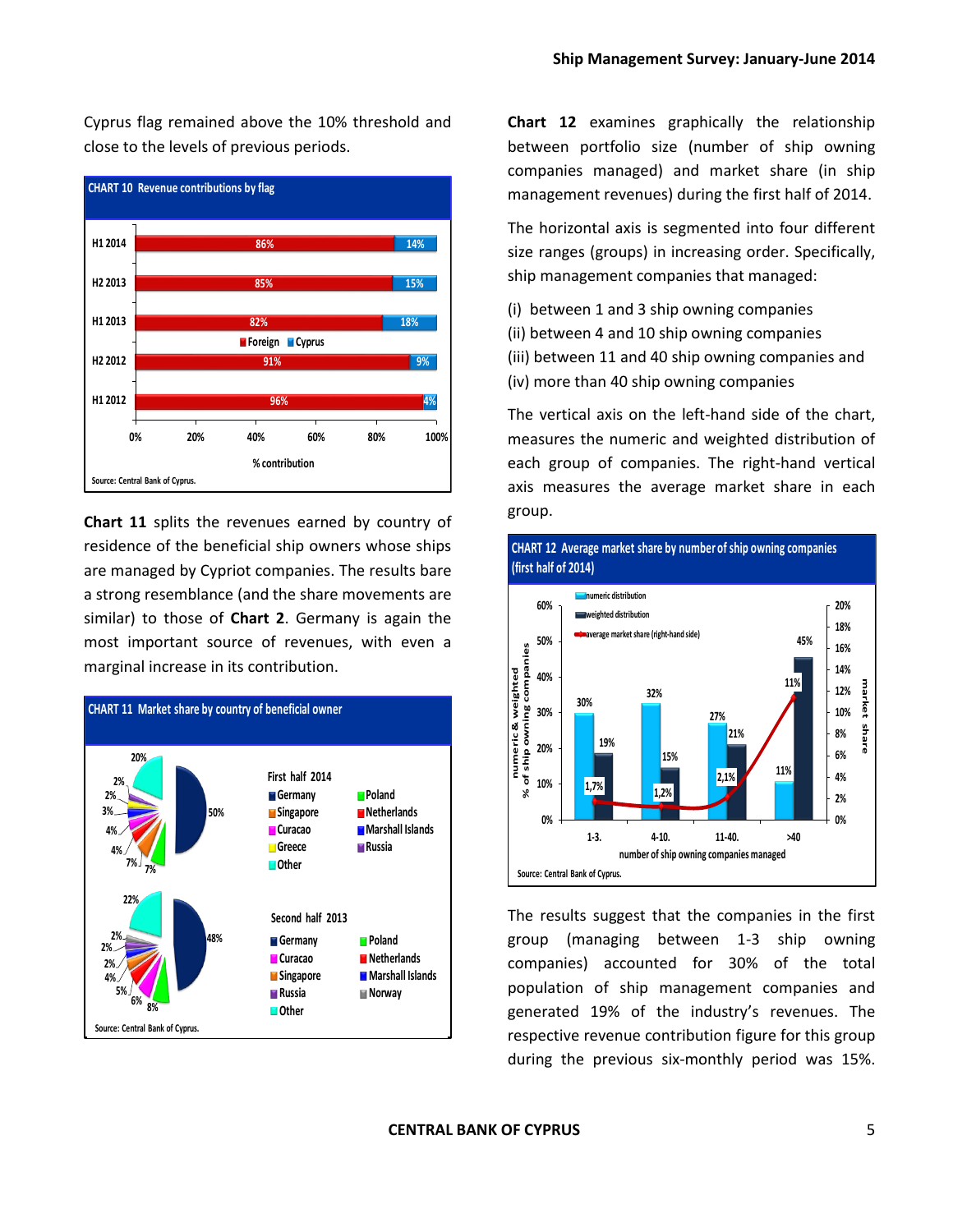Cyprus flag remained above the 10% threshold and close to the levels of previous periods.

**CHART 10 Revenue contributions by flag**

| | Foreign | Cyprus |
|---|---|---|
| H1 2014 | 86% | 14% |
| H2 2013 | 85% | 15% |
| H1 2013 | 82% | 18% |
| H2 2012 | 91% | 9% |
| H1 2012 | 96% | 4% |

Source: Central Bank of Cyprus.

**Chart 11** splits the revenues earned by country of residence of the beneficial ship owners whose ships are managed by Cypriot companies. The results bare a strong resemblance (and the share movements are similar) to those of **Chart 2**. Germany is again the most important source of revenues, with even a marginal increase in its contribution.

**CHART 11 Market share by country of beneficial owner**

First half 2014: Germany, Singapore, Curacao, Greece, Other, Poland, Netherlands, Marshall Islands, Russia (50%, 20%, 7%, 7%, 4%, 4%, 3%, 2%, 2%)

Second half 2013: Germany, Curacao, Singapore, Russia, Other, Poland, Netherlands, Marshall Islands, Norway (48%, 22%, 8%, 6%, 5%, 4%, 2%, 2%, 2%)

Source: Central Bank of Cyprus.

**Chart 12** examines graphically the relationship between portfolio size (number of ship owning companies managed) and market share (in ship management revenues) during the first half of 2014.

The horizontal axis is segmented into four different size ranges (groups) in increasing order. Specifically, ship management companies that managed:

(i) between 1 and 3 ship owning companies
(ii) between 4 and 10 ship owning companies
(iii) between 11 and 40 ship owning companies and
(iv) more than 40 ship owning companies

The vertical axis on the left-hand side of the chart, measures the numeric and weighted distribution of each group of companies. The right-hand vertical axis measures the average market share in each group.

**CHART 12 Average market share by number of ship owning companies (first half of 2014)**

| Number of ship owning companies managed | Numeric distribution | Weighted distribution | Average market share (right-hand side) |
|---|---|---|---|
| 1-3. | 30% | 19% | 1,7% |
| 4-10. | 32% | 15% | 1,2% |
| 11-40. | 27% | 21% | 2,1% |
| >40 | 11% | 45% | 11% |

Source: Central Bank of Cyprus.

The results suggest that the companies in the first group (managing between 1-3 ship owning companies) accounted for 30% of the total population of ship management companies and generated 19% of the industry's revenues. The respective revenue contribution figure for this group during the previous six-monthly period was 15%.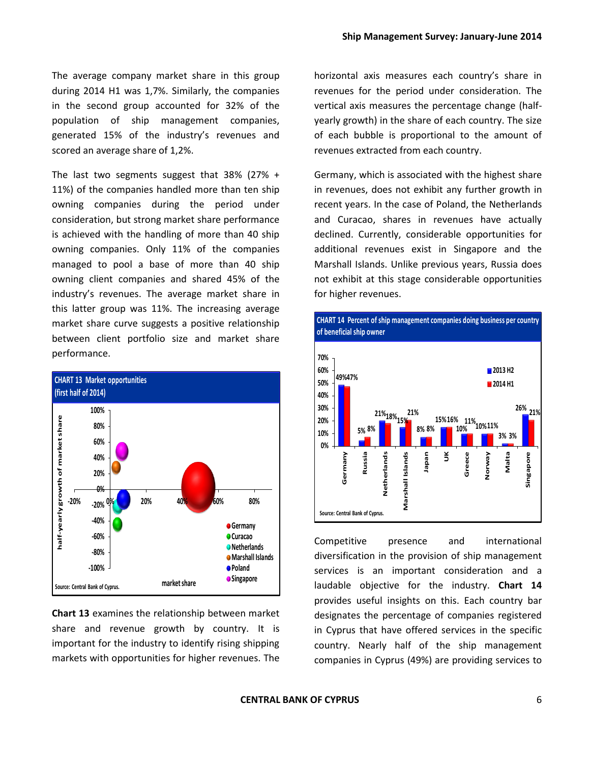The average company market share in this group during 2014 H1 was 1,7%. Similarly, the companies in the second group accounted for 32% of the population of ship management companies, generated 15% of the industry's revenues and scored an average share of 1,2%.

The last two segments suggest that 38% (27% + 11%) of the companies handled more than ten ship owning companies during the period under consideration, but strong market share performance is achieved with the handling of more than 40 ship owning companies. Only 11% of the companies managed to pool a base of more than 40 ship owning client companies and shared 45% of the industry's revenues. The average market share in this latter group was 11%. The increasing average market share curve suggests a positive relationship between client portfolio size and market share performance.

**CHART 13 Market opportunities (first half of 2014)**

Source: Central Bank of Cyprus.

**Chart 13** examines the relationship between market share and revenue growth by country. It is important for the industry to identify rising shipping markets with opportunities for higher revenues. The horizontal axis measures each country's share in revenues for the period under consideration. The vertical axis measures the percentage change (half-yearly growth) in the share of each country. The size of each bubble is proportional to the amount of revenues extracted from each country.

Germany, which is associated with the highest share in revenues, does not exhibit any further growth in recent years. In the case of Poland, the Netherlands and Curacao, shares in revenues have actually declined. Currently, considerable opportunities for additional revenues exist in Singapore and the Marshall Islands. Unlike previous years, Russia does not exhibit at this stage considerable opportunities for higher revenues.

**CHART 14 Percent of ship management companies doing business per country of beneficial ship owner**

| Country | 2013 H2 | 2014 H1 |
|---|---|---|
| Germany | 49% | 47% |
| Russia | 5% | 8% |
| Netherlands | 21% | 18% |
| Marshall Islands | 15% | 21% |
| Japan | 8% | 8% |
| UK | 15% | 16% |
| Greece | 10% | 11% |
| Norway | 10% | 11% |
| Malta | 3% | 3% |
| Singapore | 26% | 21% |

Source: Central Bank of Cyprus.

Competitive presence and international diversification in the provision of ship management services is an important consideration and a laudable objective for the industry. **Chart 14** provides useful insights on this. Each country bar designates the percentage of companies registered in Cyprus that have offered services in the specific country. Nearly half of the ship management companies in Cyprus (49%) are providing services to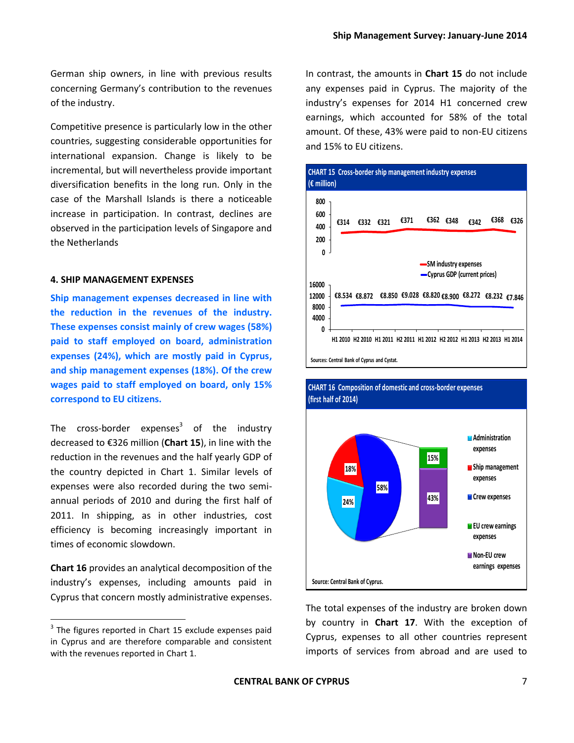German ship owners, in line with previous results concerning Germany's contribution to the revenues of the industry.

Competitive presence is particularly low in the other countries, suggesting considerable opportunities for international expansion. Change is likely to be incremental, but will nevertheless provide important diversification benefits in the long run. Only in the case of the Marshall Islands is there a noticeable increase in participation. In contrast, declines are observed in the participation levels of Singapore and the Netherlands

#### 4. SHIP MANAGEMENT EXPENSES

**Ship management expenses decreased in line with the reduction in the revenues of the industry. These expenses consist mainly of crew wages (58%) paid to staff employed on board, administration expenses (24%), which are mostly paid in Cyprus, and ship management expenses (18%). Of the crew wages paid to staff employed on board, only 15% correspond to EU citizens.**

The cross-border expenses[3] of the industry decreased to €326 million (**Chart 15**), in line with the reduction in the revenues and the half yearly GDP of the country depicted in Chart 1. Similar levels of expenses were also recorded during the two semi-annual periods of 2010 and during the first half of 2011. In shipping, as in other industries, cost efficiency is becoming increasingly important in times of economic slowdown.

**Chart 16** provides an analytical decomposition of the industry's expenses, including amounts paid in Cyprus that concern mostly administrative expenses. In contrast, the amounts in **Chart 15** do not include any expenses paid in Cyprus. The majority of the industry's expenses for 2014 H1 concerned crew earnings, which accounted for 58% of the total amount. Of these, 43% were paid to non-EU citizens and 15% to EU citizens.

**CHART 15 Cross-border ship management industry expenses (€ million)**

| | H1 2010 | H2 2010 | H1 2011 | H2 2011 | H1 2012 | H2 2012 | H1 2013 | H2 2013 | H1 2014 |
|---|---|---|---|---|---|---|---|---|---|
| SM industry expenses | €314 | €332 | €321 | €371 | €362 | €348 | €342 | €368 | €326 |
| Cyprus GDP (current prices) | €8.534 | €8.872 | €8.850 | €9.028 | €8.820 | €8.900 | €8.272 | €8.232 | €7.846 |

Sources: Central Bank of Cyprus and Cystat.

**CHART 16 Composition of domestic and cross-border expenses (first half of 2014)**

| Category | Share |
|---|---|
| Administration expenses | 24% |
| Ship management expenses | 18% |
| Crew expenses | 58% |
| EU crew earnings expenses | 15% |
| Non-EU crew earnings expenses | 43% |

Source: Central Bank of Cyprus.

The total expenses of the industry are broken down by country in **Chart 17**. With the exception of Cyprus, expenses to all other countries represent imports of services from abroad and are used to

---

[3] The figures reported in Chart 15 exclude expenses paid in Cyprus and are therefore comparable and consistent with the revenues reported in Chart 1.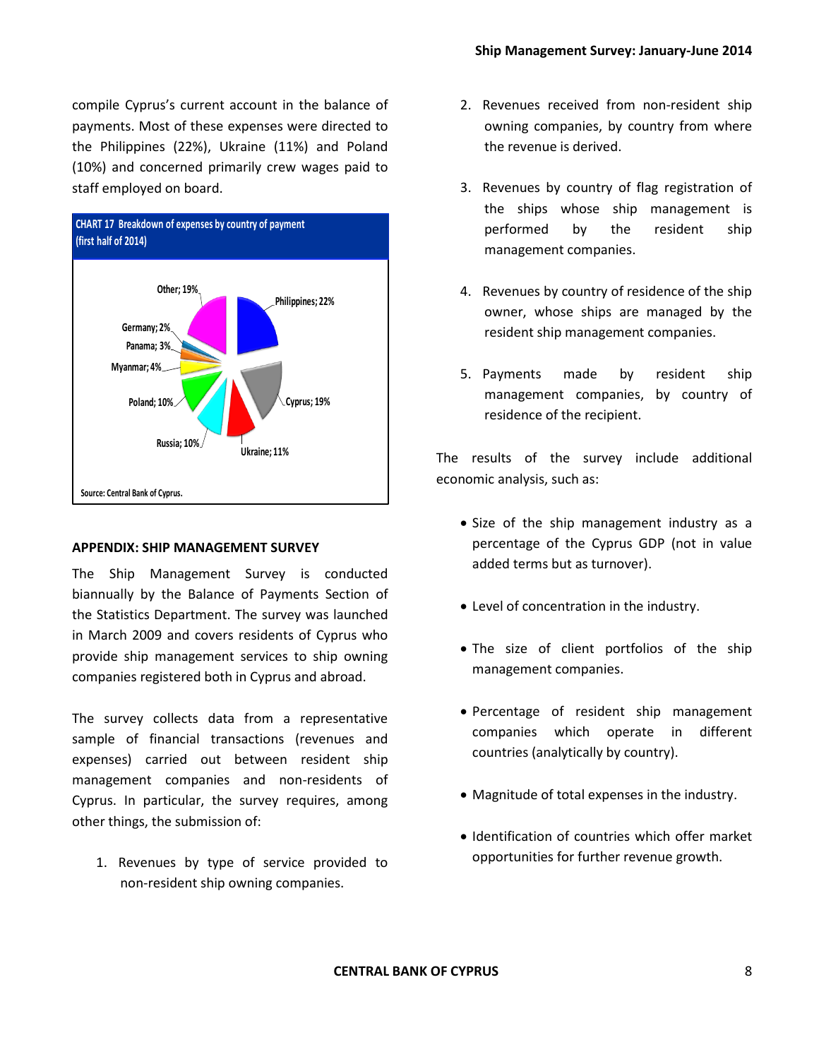compile Cyprus's current account in the balance of payments. Most of these expenses were directed to the Philippines (22%), Ukraine (11%) and Poland (10%) and concerned primarily crew wages paid to staff employed on board.

**CHART 17 Breakdown of expenses by country of payment (first half of 2014)**

Other; 19%
Philippines; 22%
Germany; 2%
Panama; 3%
Myanmar; 4%
Cyprus; 19%
Poland; 10%
Russia; 10%
Ukraine; 11%

Source: Central Bank of Cyprus.

## APPENDIX: SHIP MANAGEMENT SURVEY

The Ship Management Survey is conducted biannually by the Balance of Payments Section of the Statistics Department. The survey was launched in March 2009 and covers residents of Cyprus who provide ship management services to ship owning companies registered both in Cyprus and abroad.

The survey collects data from a representative sample of financial transactions (revenues and expenses) carried out between resident ship management companies and non-residents of Cyprus. In particular, the survey requires, among other things, the submission of:

1. Revenues by type of service provided to non-resident ship owning companies.
2. Revenues received from non-resident ship owning companies, by country from where the revenue is derived.
3. Revenues by country of flag registration of the ships whose ship management is performed by the resident ship management companies.
4. Revenues by country of residence of the ship owner, whose ships are managed by the resident ship management companies.
5. Payments made by resident ship management companies, by country of residence of the recipient.

The results of the survey include additional economic analysis, such as:

- Size of the ship management industry as a percentage of the Cyprus GDP (not in value added terms but as turnover).
- Level of concentration in the industry.
- The size of client portfolios of the ship management companies.
- Percentage of resident ship management companies which operate in different countries (analytically by country).
- Magnitude of total expenses in the industry.
- Identification of countries which offer market opportunities for further revenue growth.